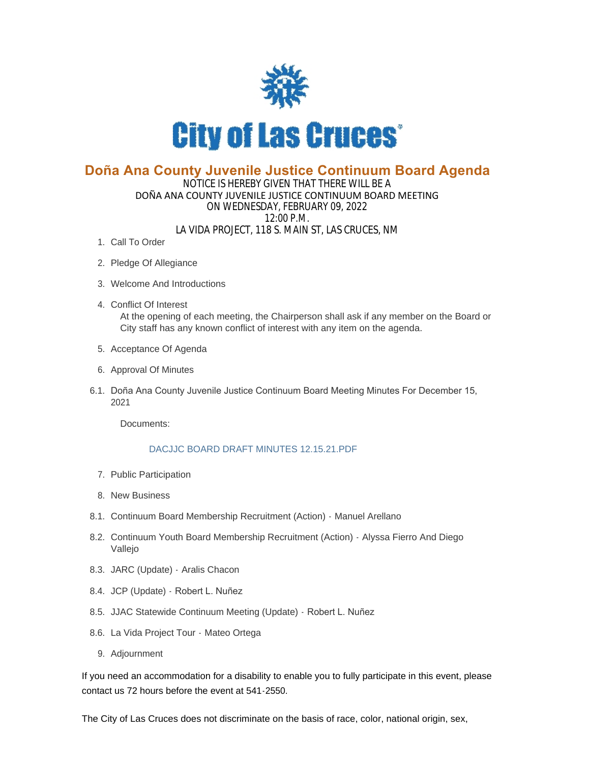City of Las Cruces

# Doña Ana County Juvenile Justice Continuum Board Agenda

NOTICE IS HEREBY GIVEN THAT THERE WILL BE A
DOÑA ANA COUNTY JUVENILE JUSTICE CONTINUUM BOARD MEETING
ON WEDNESDAY, FEBRUARY 09, 2022
12:00 P.M.
LA VIDA PROJECT, 118 S. MAIN ST, LAS CRUCES, NM

1. Call To Order
2. Pledge Of Allegiance
3. Welcome And Introductions
4. Conflict Of Interest
   At the opening of each meeting, the Chairperson shall ask if any member on the Board or City staff has any known conflict of interest with any item on the agenda.
5. Acceptance Of Agenda
6. Approval Of Minutes

6.1. Doña Ana County Juvenile Justice Continuum Board Meeting Minutes For December 15, 2021

Documents:

DACJJC BOARD DRAFT MINUTES 12.15.21.PDF

7. Public Participation
8. New Business

8.1. Continuum Board Membership Recruitment (Action) - Manuel Arellano

8.2. Continuum Youth Board Membership Recruitment (Action) - Alyssa Fierro And Diego Vallejo

8.3. JARC (Update) - Aralis Chacon

8.4. JCP (Update) - Robert L. Nuñez

8.5. JJAC Statewide Continuum Meeting (Update) - Robert L. Nuñez

8.6. La Vida Project Tour - Mateo Ortega

9. Adjournment

If you need an accommodation for a disability to enable you to fully participate in this event, please contact us 72 hours before the event at 541-2550.

The City of Las Cruces does not discriminate on the basis of race, color, national origin, sex,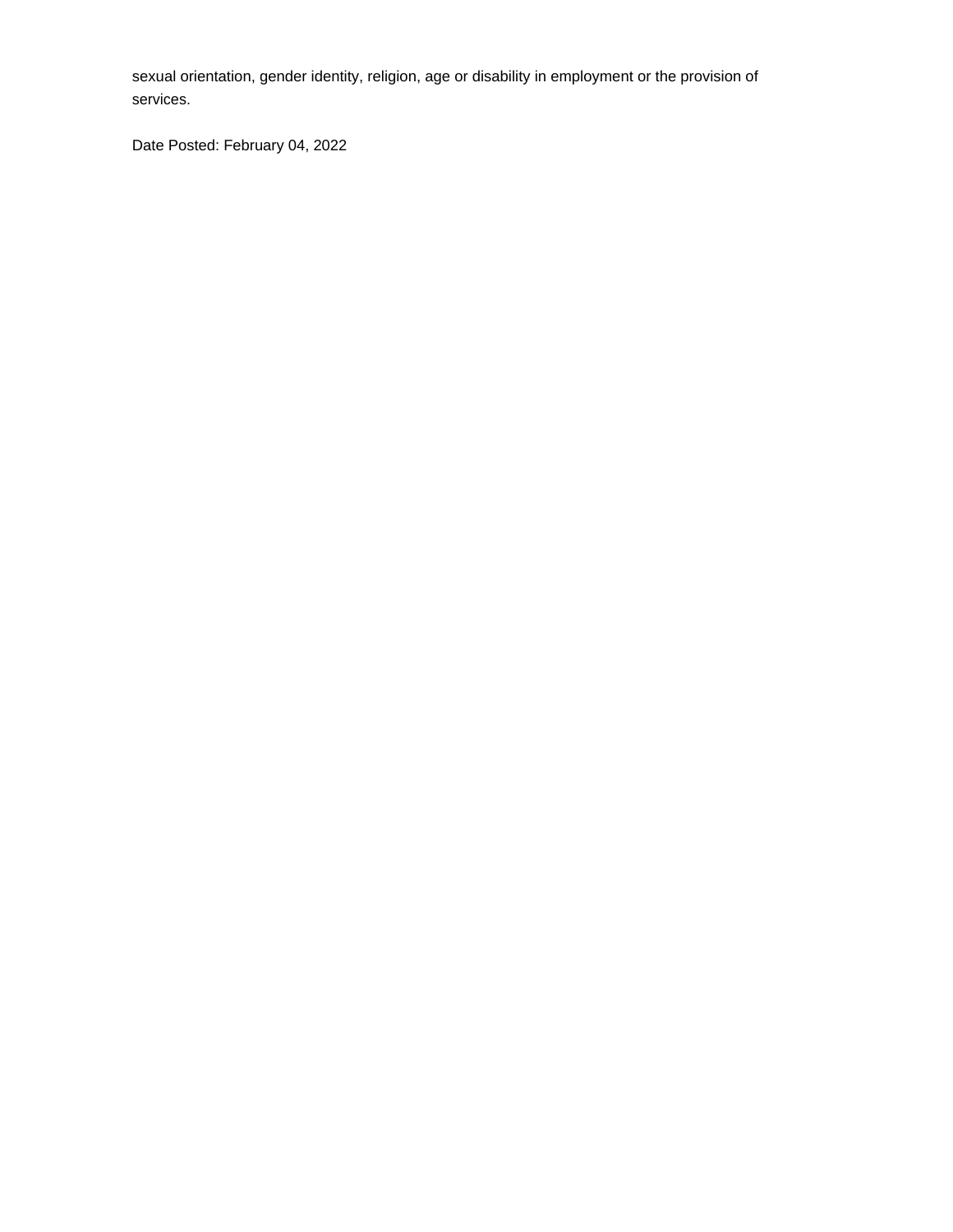sexual orientation, gender identity, religion, age or disability in employment or the provision of services.

Date Posted: February 04, 2022